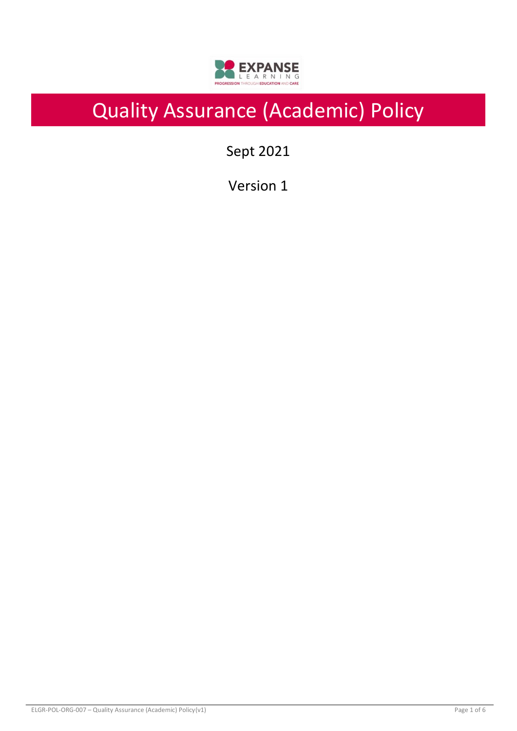# Quality Assurance (Academic) Policy

Sept 2021

Version 1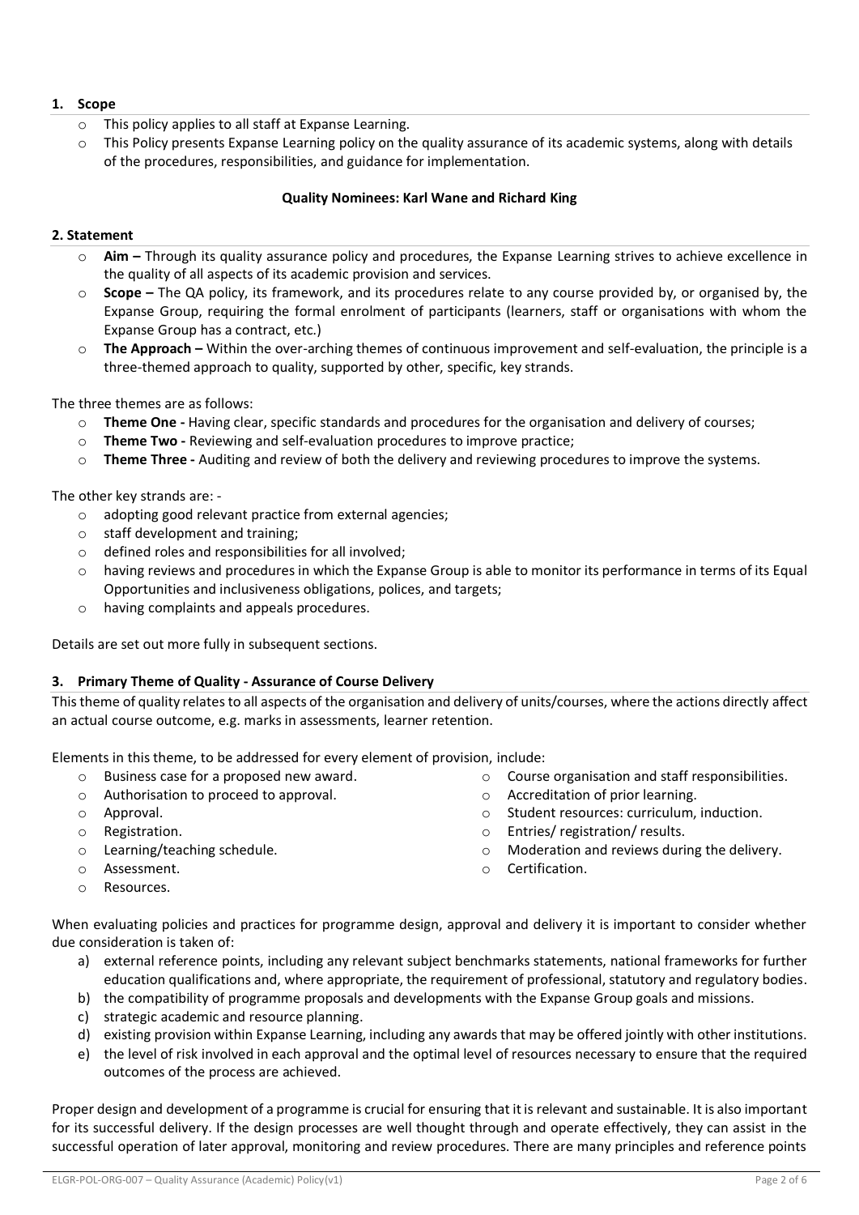## 1. Scope

- This policy applies to all staff at Expanse Learning.
- This Policy presents Expanse Learning policy on the quality assurance of its academic systems, along with details of the procedures, responsibilities, and guidance for implementation.

**Quality Nominees: Karl Wane and Richard King**

## 2. Statement

- **Aim –** Through its quality assurance policy and procedures, the Expanse Learning strives to achieve excellence in the quality of all aspects of its academic provision and services.
- **Scope –** The QA policy, its framework, and its procedures relate to any course provided by, or organised by, the Expanse Group, requiring the formal enrolment of participants (learners, staff or organisations with whom the Expanse Group has a contract, etc.)
- **The Approach –** Within the over-arching themes of continuous improvement and self-evaluation, the principle is a three-themed approach to quality, supported by other, specific, key strands.

The three themes are as follows:

- **Theme One -** Having clear, specific standards and procedures for the organisation and delivery of courses;
- **Theme Two -** Reviewing and self-evaluation procedures to improve practice;
- **Theme Three -** Auditing and review of both the delivery and reviewing procedures to improve the systems.

The other key strands are: -

- adopting good relevant practice from external agencies;
- staff development and training;
- defined roles and responsibilities for all involved;
- having reviews and procedures in which the Expanse Group is able to monitor its performance in terms of its Equal Opportunities and inclusiveness obligations, polices, and targets;
- having complaints and appeals procedures.

Details are set out more fully in subsequent sections.

## 3. Primary Theme of Quality - Assurance of Course Delivery

This theme of quality relates to all aspects of the organisation and delivery of units/courses, where the actions directly affect an actual course outcome, e.g. marks in assessments, learner retention.

Elements in this theme, to be addressed for every element of provision, include:

- Business case for a proposed new award.
- Authorisation to proceed to approval.
- Approval.
- Registration.
- Learning/teaching schedule.
- Assessment.
- Resources.
- Course organisation and staff responsibilities.
- Accreditation of prior learning.
- Student resources: curriculum, induction.
- Entries/ registration/ results.
- Moderation and reviews during the delivery.
- Certification.

When evaluating policies and practices for programme design, approval and delivery it is important to consider whether due consideration is taken of:

a) external reference points, including any relevant subject benchmarks statements, national frameworks for further education qualifications and, where appropriate, the requirement of professional, statutory and regulatory bodies.
b) the compatibility of programme proposals and developments with the Expanse Group goals and missions.
c) strategic academic and resource planning.
d) existing provision within Expanse Learning, including any awards that may be offered jointly with other institutions.
e) the level of risk involved in each approval and the optimal level of resources necessary to ensure that the required outcomes of the process are achieved.

Proper design and development of a programme is crucial for ensuring that it is relevant and sustainable. It is also important for its successful delivery. If the design processes are well thought through and operate effectively, they can assist in the successful operation of later approval, monitoring and review procedures. There are many principles and reference points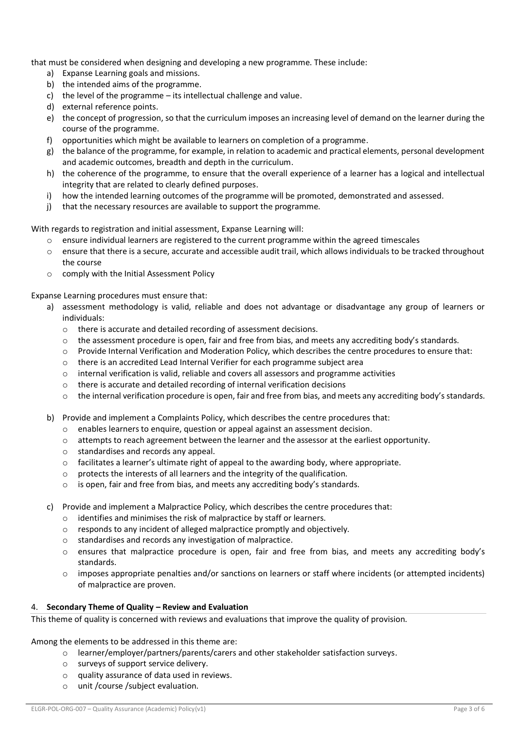that must be considered when designing and developing a new programme. These include:

a) Expanse Learning goals and missions.
b) the intended aims of the programme.
c) the level of the programme – its intellectual challenge and value.
d) external reference points.
e) the concept of progression, so that the curriculum imposes an increasing level of demand on the learner during the course of the programme.
f) opportunities which might be available to learners on completion of a programme.
g) the balance of the programme, for example, in relation to academic and practical elements, personal development and academic outcomes, breadth and depth in the curriculum.
h) the coherence of the programme, to ensure that the overall experience of a learner has a logical and intellectual integrity that are related to clearly defined purposes.
i) how the intended learning outcomes of the programme will be promoted, demonstrated and assessed.
j) that the necessary resources are available to support the programme.

With regards to registration and initial assessment, Expanse Learning will:

- ensure individual learners are registered to the current programme within the agreed timescales
- ensure that there is a secure, accurate and accessible audit trail, which allows individuals to be tracked throughout the course
- comply with the Initial Assessment Policy

Expanse Learning procedures must ensure that:

a) assessment methodology is valid, reliable and does not advantage or disadvantage any group of learners or individuals:
   - there is accurate and detailed recording of assessment decisions.
   - the assessment procedure is open, fair and free from bias, and meets any accrediting body's standards.
   - Provide Internal Verification and Moderation Policy, which describes the centre procedures to ensure that:
   - there is an accredited Lead Internal Verifier for each programme subject area
   - internal verification is valid, reliable and covers all assessors and programme activities
   - there is accurate and detailed recording of internal verification decisions
   - the internal verification procedure is open, fair and free from bias, and meets any accrediting body's standards.

b) Provide and implement a Complaints Policy, which describes the centre procedures that:
   - enables learners to enquire, question or appeal against an assessment decision.
   - attempts to reach agreement between the learner and the assessor at the earliest opportunity.
   - standardises and records any appeal.
   - facilitates a learner's ultimate right of appeal to the awarding body, where appropriate.
   - protects the interests of all learners and the integrity of the qualification.
   - is open, fair and free from bias, and meets any accrediting body's standards.

c) Provide and implement a Malpractice Policy, which describes the centre procedures that:
   - identifies and minimises the risk of malpractice by staff or learners.
   - responds to any incident of alleged malpractice promptly and objectively.
   - standardises and records any investigation of malpractice.
   - ensures that malpractice procedure is open, fair and free from bias, and meets any accrediting body's standards.
   - imposes appropriate penalties and/or sanctions on learners or staff where incidents (or attempted incidents) of malpractice are proven.

## 4. **Secondary Theme of Quality – Review and Evaluation**

This theme of quality is concerned with reviews and evaluations that improve the quality of provision.

Among the elements to be addressed in this theme are:

- learner/employer/partners/parents/carers and other stakeholder satisfaction surveys.
- surveys of support service delivery.
- quality assurance of data used in reviews.
- unit /course /subject evaluation.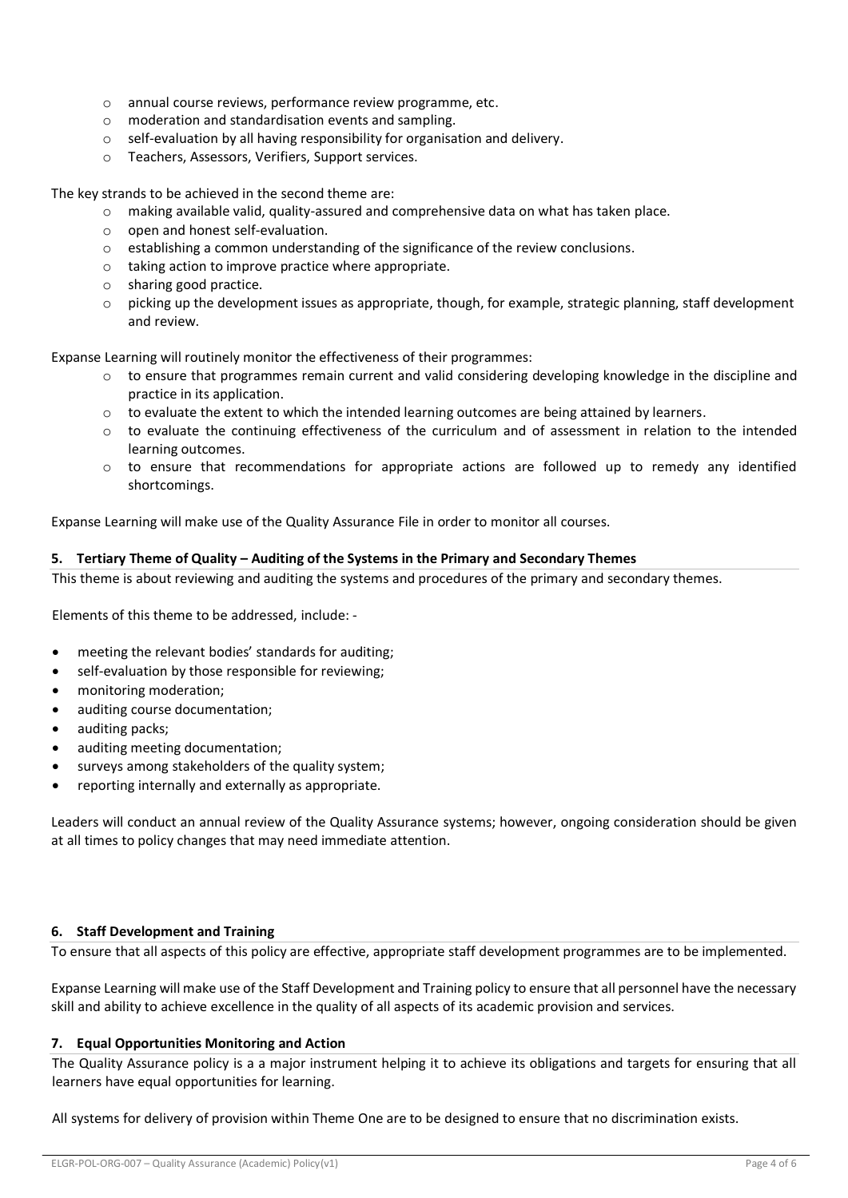- annual course reviews, performance review programme, etc.
- moderation and standardisation events and sampling.
- self-evaluation by all having responsibility for organisation and delivery.
- Teachers, Assessors, Verifiers, Support services.

The key strands to be achieved in the second theme are:

- making available valid, quality-assured and comprehensive data on what has taken place.
- open and honest self-evaluation.
- establishing a common understanding of the significance of the review conclusions.
- taking action to improve practice where appropriate.
- sharing good practice.
- picking up the development issues as appropriate, though, for example, strategic planning, staff development and review.

Expanse Learning will routinely monitor the effectiveness of their programmes:

- to ensure that programmes remain current and valid considering developing knowledge in the discipline and practice in its application.
- to evaluate the extent to which the intended learning outcomes are being attained by learners.
- to evaluate the continuing effectiveness of the curriculum and of assessment in relation to the intended learning outcomes.
- to ensure that recommendations for appropriate actions are followed up to remedy any identified shortcomings.

Expanse Learning will make use of the Quality Assurance File in order to monitor all courses.

## 5. Tertiary Theme of Quality – Auditing of the Systems in the Primary and Secondary Themes

This theme is about reviewing and auditing the systems and procedures of the primary and secondary themes.

Elements of this theme to be addressed, include: -

- meeting the relevant bodies' standards for auditing;
- self-evaluation by those responsible for reviewing;
- monitoring moderation;
- auditing course documentation;
- auditing packs;
- auditing meeting documentation;
- surveys among stakeholders of the quality system;
- reporting internally and externally as appropriate.

Leaders will conduct an annual review of the Quality Assurance systems; however, ongoing consideration should be given at all times to policy changes that may need immediate attention.

## 6. Staff Development and Training

To ensure that all aspects of this policy are effective, appropriate staff development programmes are to be implemented.

Expanse Learning will make use of the Staff Development and Training policy to ensure that all personnel have the necessary skill and ability to achieve excellence in the quality of all aspects of its academic provision and services.

## 7. Equal Opportunities Monitoring and Action

The Quality Assurance policy is a a major instrument helping it to achieve its obligations and targets for ensuring that all learners have equal opportunities for learning.

All systems for delivery of provision within Theme One are to be designed to ensure that no discrimination exists.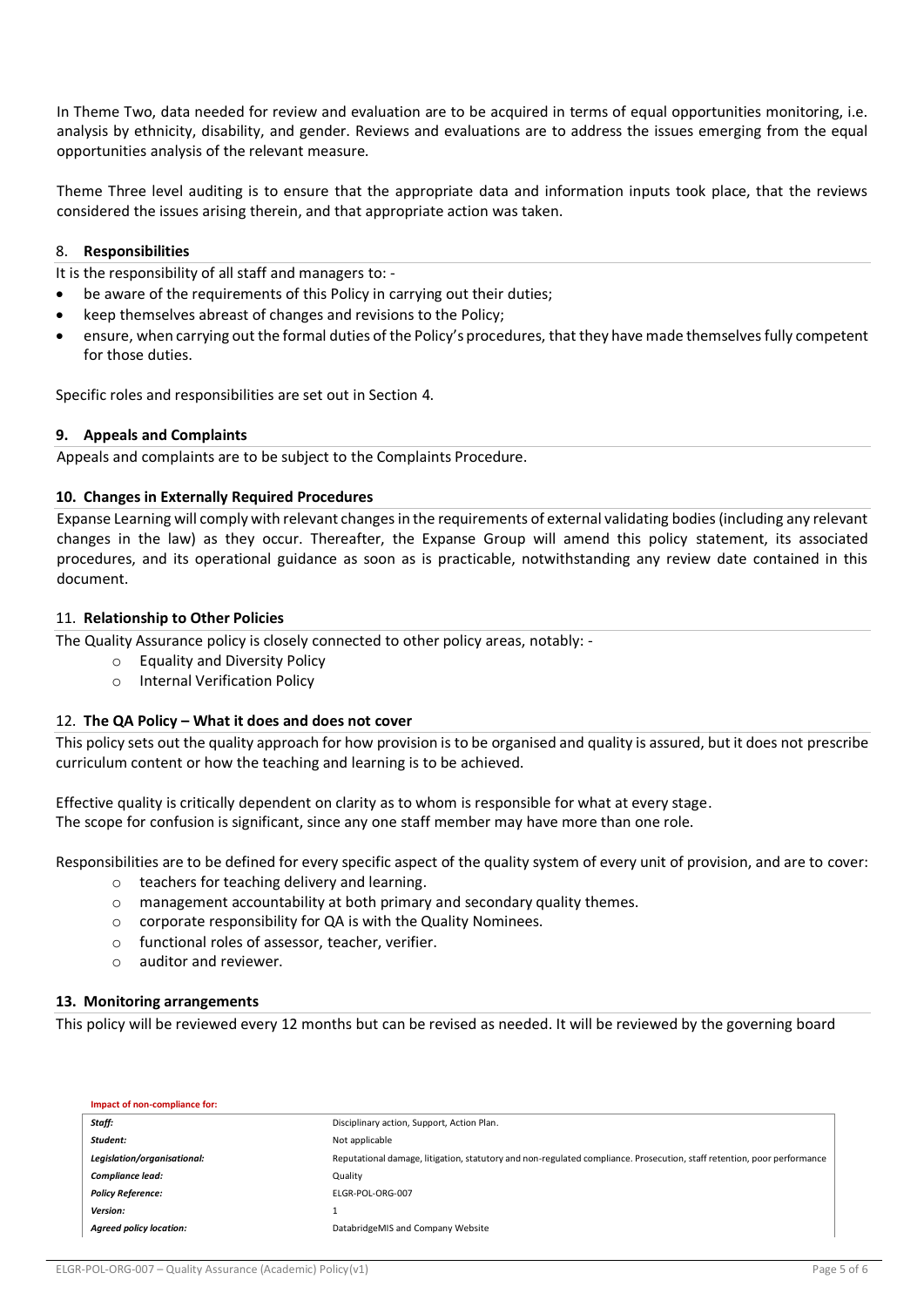In Theme Two, data needed for review and evaluation are to be acquired in terms of equal opportunities monitoring, i.e. analysis by ethnicity, disability, and gender. Reviews and evaluations are to address the issues emerging from the equal opportunities analysis of the relevant measure.

Theme Three level auditing is to ensure that the appropriate data and information inputs took place, that the reviews considered the issues arising therein, and that appropriate action was taken.

## 8. Responsibilities

It is the responsibility of all staff and managers to: -

- be aware of the requirements of this Policy in carrying out their duties;
- keep themselves abreast of changes and revisions to the Policy;
- ensure, when carrying out the formal duties of the Policy's procedures, that they have made themselves fully competent for those duties.

Specific roles and responsibilities are set out in Section 4.

## 9. Appeals and Complaints

Appeals and complaints are to be subject to the Complaints Procedure.

## 10. Changes in Externally Required Procedures

Expanse Learning will comply with relevant changes in the requirements of external validating bodies (including any relevant changes in the law) as they occur. Thereafter, the Expanse Group will amend this policy statement, its associated procedures, and its operational guidance as soon as is practicable, notwithstanding any review date contained in this document.

## 11. Relationship to Other Policies

The Quality Assurance policy is closely connected to other policy areas, notably: -

- Equality and Diversity Policy
- Internal Verification Policy

## 12. The QA Policy – What it does and does not cover

This policy sets out the quality approach for how provision is to be organised and quality is assured, but it does not prescribe curriculum content or how the teaching and learning is to be achieved.

Effective quality is critically dependent on clarity as to whom is responsible for what at every stage.
The scope for confusion is significant, since any one staff member may have more than one role.

Responsibilities are to be defined for every specific aspect of the quality system of every unit of provision, and are to cover:

- teachers for teaching delivery and learning.
- management accountability at both primary and secondary quality themes.
- corporate responsibility for QA is with the Quality Nominees.
- functional roles of assessor, teacher, verifier.
- auditor and reviewer.

## 13. Monitoring arrangements

This policy will be reviewed every 12 months but can be revised as needed. It will be reviewed by the governing board

**Impact of non-compliance for:**

| | |
|---|---|
| ***Staff:*** | Disciplinary action, Support, Action Plan. |
| ***Student:*** | Not applicable |
| ***Legislation/organisational:*** | Reputational damage, litigation, statutory and non-regulated compliance. Prosecution, staff retention, poor performance |
| ***Compliance lead:*** | Quality |
| ***Policy Reference:*** | ELGR-POL-ORG-007 |
| ***Version:*** | 1 |
| ***Agreed policy location:*** | DatabridgeMIS and Company Website |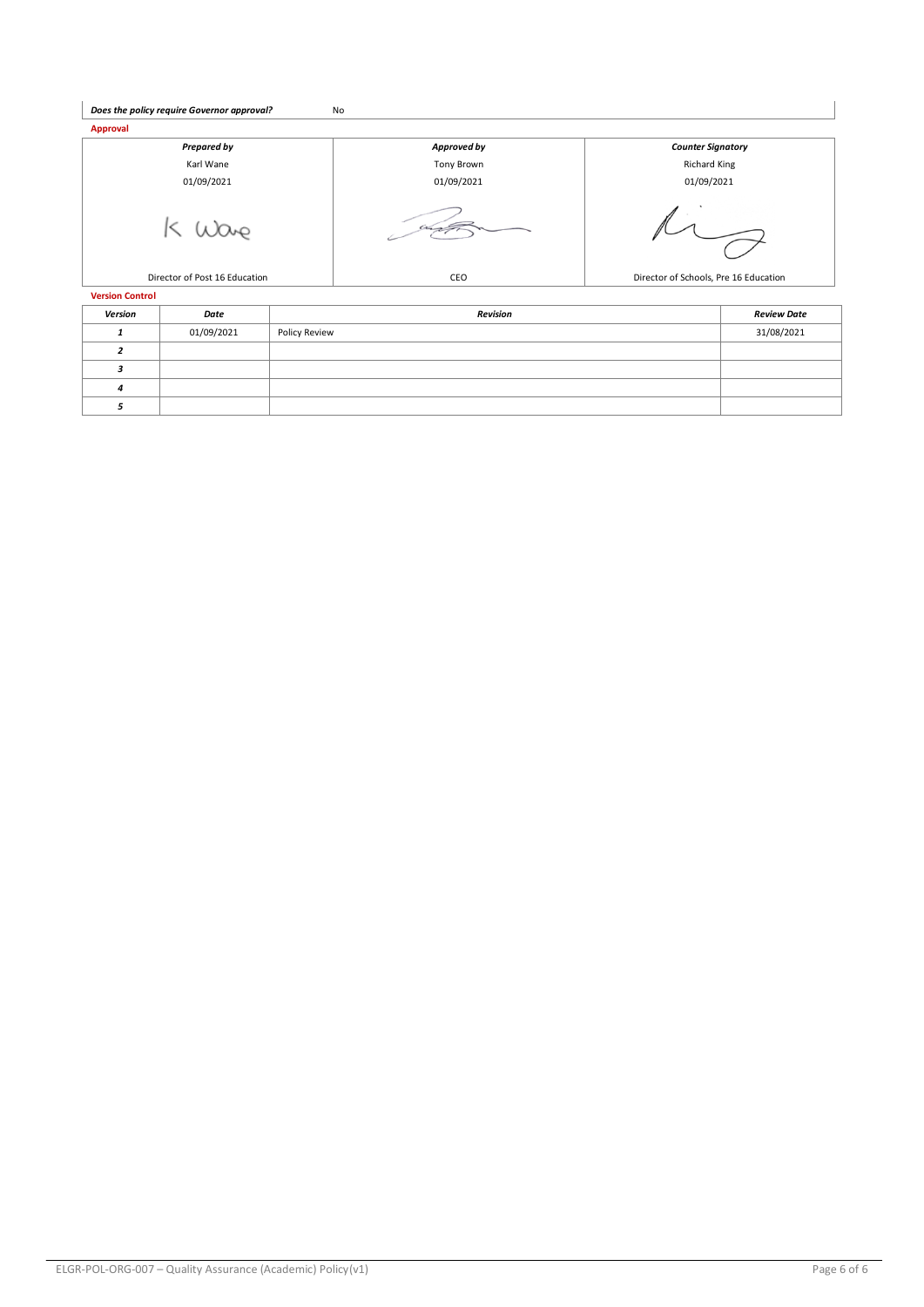| *Does the policy require Governor approval?* | No |
|---|---|

**Approval**

| *Prepared by* | *Approved by* | *Counter Signatory* |
|---|---|---|
| Karl Wane | Tony Brown | Richard King |
| 01/09/2021 | 01/09/2021 | 01/09/2021 |
| K Wane | | |
| Director of Post 16 Education | CEO | Director of Schools, Pre 16 Education |

**Version Control**

| *Version* | *Date* | *Revision* | *Review Date* |
|---|---|---|---|
| *1* | 01/09/2021 | Policy Review | 31/08/2021 |
| *2* | | | |
| *3* | | | |
| *4* | | | |
| *5* | | | |